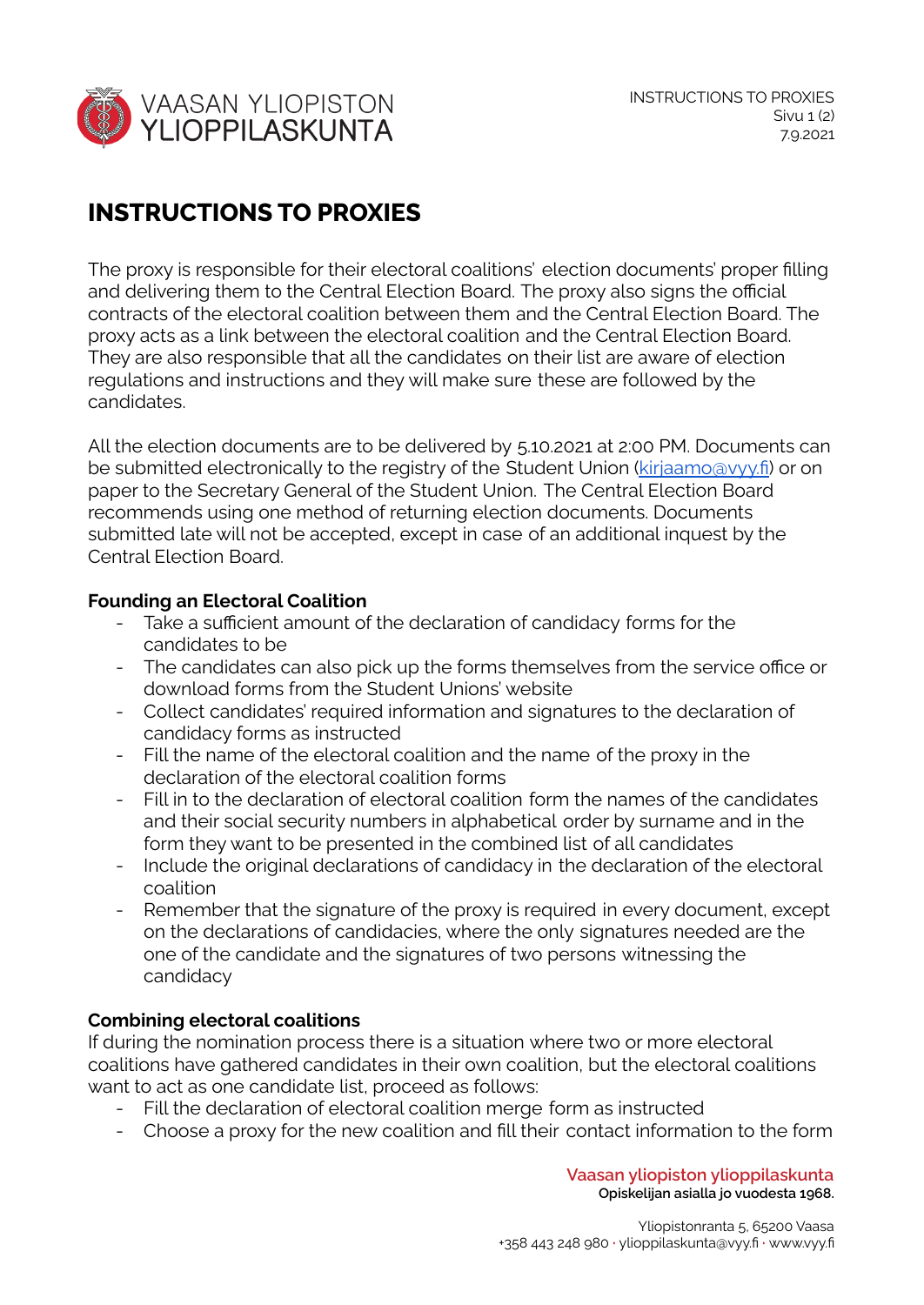# INSTRUCTIONS TO PROXIES

The proxy is responsible for their electoral coalitions' election documents' proper filling and delivering them to the Central Election Board. The proxy also signs the official contracts of the electoral coalition between them and the Central Election Board. The proxy acts as a link between the electoral coalition and the Central Election Board. They are also responsible that all the candidates on their list are aware of election regulations and instructions and they will make sure these are followed by the candidates.

All the election documents are to be delivered by 5.10.2021 at 2:00 PM. Documents can be submitted electronically to the registry of the Student Union (kirjaamo@vyy.fi) or on paper to the Secretary General of the Student Union. The Central Election Board recommends using one method of returning election documents. Documents submitted late will not be accepted, except in case of an additional inquest by the Central Election Board.

**Founding an Electoral Coalition**

- Take a sufficient amount of the declaration of candidacy forms for the candidates to be
- The candidates can also pick up the forms themselves from the service office or download forms from the Student Unions' website
- Collect candidates' required information and signatures to the declaration of candidacy forms as instructed
- Fill the name of the electoral coalition and the name of the proxy in the declaration of the electoral coalition forms
- Fill in to the declaration of electoral coalition form the names of the candidates and their social security numbers in alphabetical order by surname and in the form they want to be presented in the combined list of all candidates
- Include the original declarations of candidacy in the declaration of the electoral coalition
- Remember that the signature of the proxy is required in every document, except on the declarations of candidacies, where the only signatures needed are the one of the candidate and the signatures of two persons witnessing the candidacy

**Combining electoral coalitions**

If during the nomination process there is a situation where two or more electoral coalitions have gathered candidates in their own coalition, but the electoral coalitions want to act as one candidate list, proceed as follows:

- Fill the declaration of electoral coalition merge form as instructed
- Choose a proxy for the new coalition and fill their contact information to the form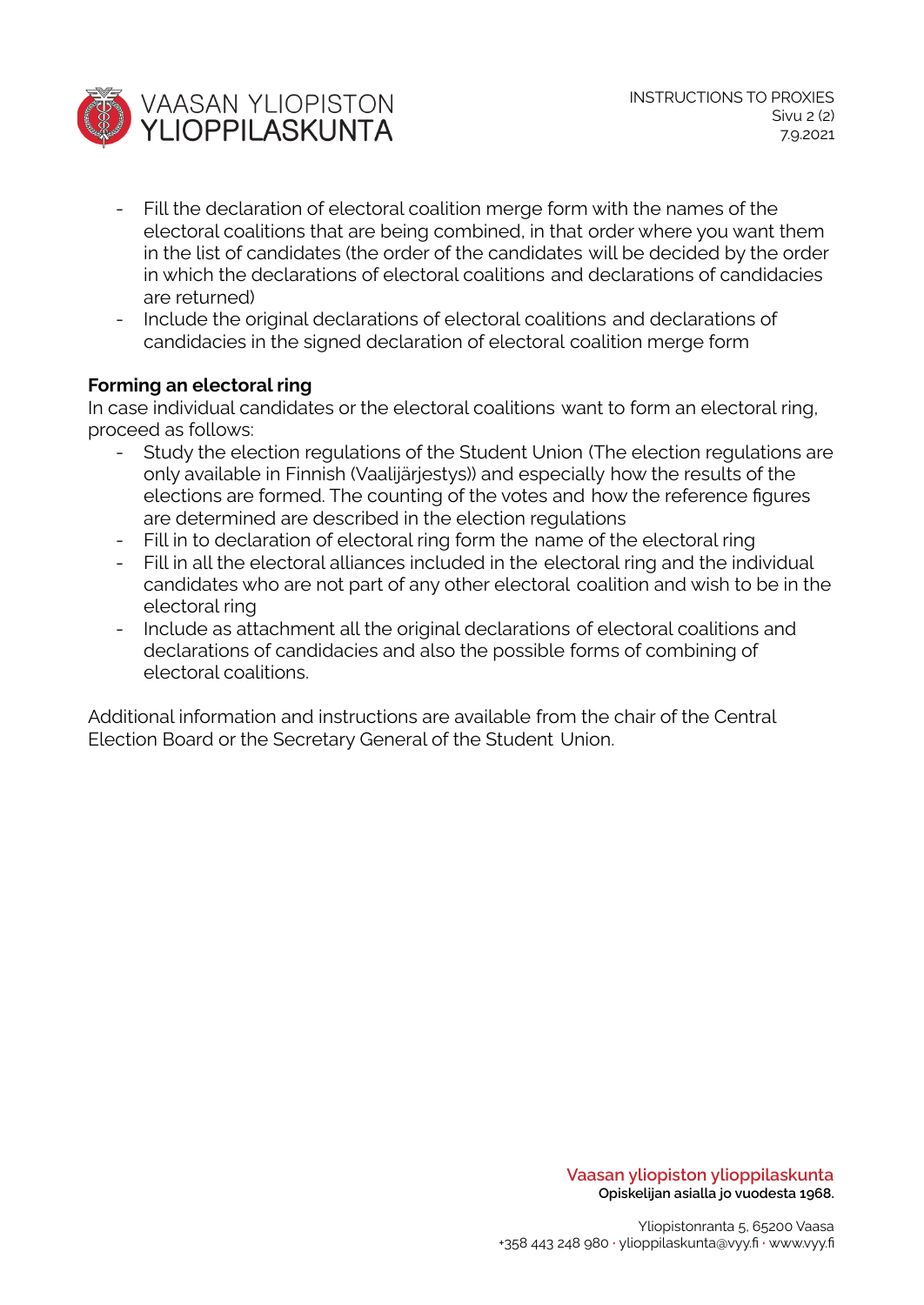- Fill the declaration of electoral coalition merge form with the names of the electoral coalitions that are being combined, in that order where you want them in the list of candidates (the order of the candidates will be decided by the order in which the declarations of electoral coalitions and declarations of candidacies are returned)
- Include the original declarations of electoral coalitions and declarations of candidacies in the signed declaration of electoral coalition merge form

**Forming an electoral ring**

In case individual candidates or the electoral coalitions want to form an electoral ring, proceed as follows:

- Study the election regulations of the Student Union (The election regulations are only available in Finnish (Vaalijärjestys)) and especially how the results of the elections are formed. The counting of the votes and how the reference figures are determined are described in the election regulations
- Fill in to declaration of electoral ring form the name of the electoral ring
- Fill in all the electoral alliances included in the electoral ring and the individual candidates who are not part of any other electoral coalition and wish to be in the electoral ring
- Include as attachment all the original declarations of electoral coalitions and declarations of candidacies and also the possible forms of combining of electoral coalitions.

Additional information and instructions are available from the chair of the Central Election Board or the Secretary General of the Student Union.